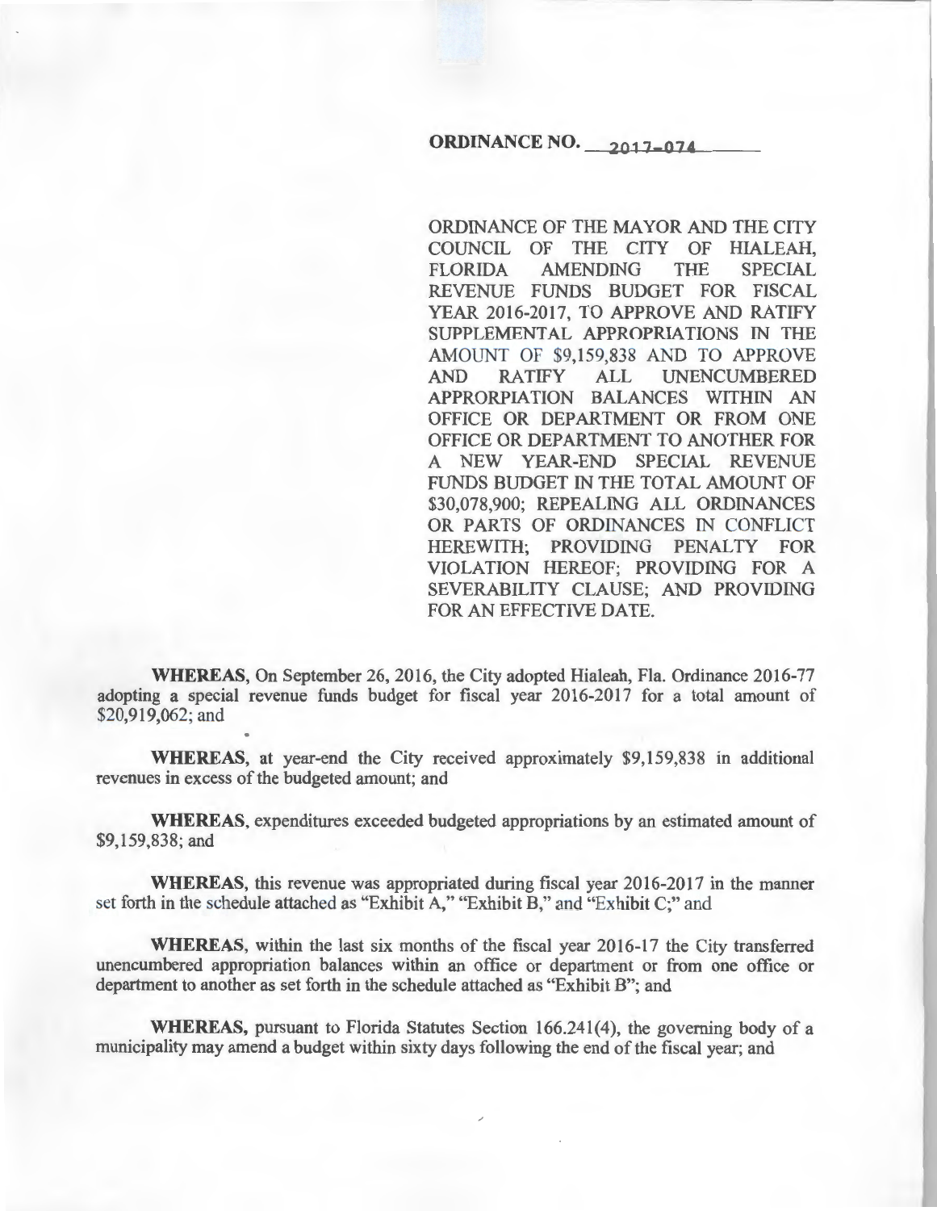**ORDINANCE NO. 2017-074**

ORDINANCE OF THE MAYOR AND THE CITY COUNCIL OF THE CITY OF HIALEAH, FLORIDA AMENDING THE SPECIAL REVENUE FUNDS BUDGET FOR FISCAL YEAR 2016-2017, TO APPROVE AND RATIFY SUPPLEMENTAL APPROPRIATIONS IN THE AMOUNT OF $9,159,838 AND TO APPROVE AND RATIFY ALL UNENCUMBERED APPRORPIATION BALANCES WITHIN AN OFFICE OR DEPARTMENT OR FROM ONE OFFICE OR DEPARTMENT TO ANOTHER FOR A NEW YEAR-END SPECIAL REVENUE FUNDS BUDGET IN THE TOTAL AMOUNT OF $30,078,900; REPEALING ALL ORDINANCES OR PARTS OF ORDINANCES IN CONFLICT HEREWITH; PROVIDING PENALTY FOR VIOLATION HEREOF; PROVIDING FOR A SEVERABILITY CLAUSE; AND PROVIDING FOR AN EFFECTIVE DATE.

**WHEREAS,** On September 26, 2016, the City adopted Hialeah, Fla. Ordinance 2016-77 adopting a special revenue funds budget for fiscal year 2016-2017 for a total amount of $20,919,062; and

**WHEREAS,** at year-end the City received approximately $9,159,838 in additional revenues in excess of the budgeted amount; and

**WHEREAS,** expenditures exceeded budgeted appropriations by an estimated amount of $9,159,838; and

**WHEREAS,** this revenue was appropriated during fiscal year 2016-2017 in the manner set forth in the schedule attached as "Exhibit A," "Exhibit B," and "Exhibit C;" and

**WHEREAS,** within the last six months of the fiscal year 2016-17 the City transferred unencumbered appropriation balances within an office or department or from one office or department to another as set forth in the schedule attached as "Exhibit B"; and

**WHEREAS,** pursuant to Florida Statutes Section 166.241(4), the governing body of a municipality may amend a budget within sixty days following the end of the fiscal year; and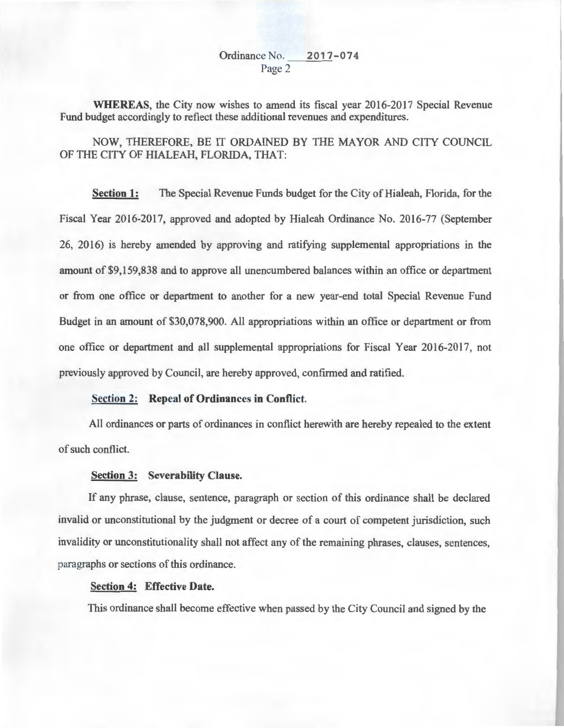**WHEREAS**, the City now wishes to amend its fiscal year 2016-2017 Special Revenue Fund budget accordingly to reflect these additional revenues and expenditures.

NOW, THEREFORE, BE IT ORDAINED BY THE MAYOR AND CITY COUNCIL OF THE CITY OF HIALEAH, FLORIDA, THAT:

**Section 1:** The Special Revenue Funds budget for the City of Hialeah, Florida, for the Fiscal Year 2016-2017, approved and adopted by Hialeah Ordinance No. 2016-77 (September 26, 2016) is hereby amended by approving and ratifying supplemental appropriations in the amount of $9,159,838 and to approve all unencumbered balances within an office or department or from one office or department to another for a new year-end total Special Revenue Fund Budget in an amount of $30,078,900. All appropriations within an office or department or from one office or department and all supplemental appropriations for Fiscal Year 2016-2017, not previously approved by Council, are hereby approved, confirmed and ratified.

**Section 2: Repeal of Ordinances in Conflict.**

All ordinances or parts of ordinances in conflict herewith are hereby repealed to the extent of such conflict.

**Section 3: Severability Clause.**

If any phrase, clause, sentence, paragraph or section of this ordinance shall be declared invalid or unconstitutional by the judgment or decree of a court of competent jurisdiction, such invalidity or unconstitutionality shall not affect any of the remaining phrases, clauses, sentences, paragraphs or sections of this ordinance.

**Section 4: Effective Date.**

This ordinance shall become effective when passed by the City Council and signed by the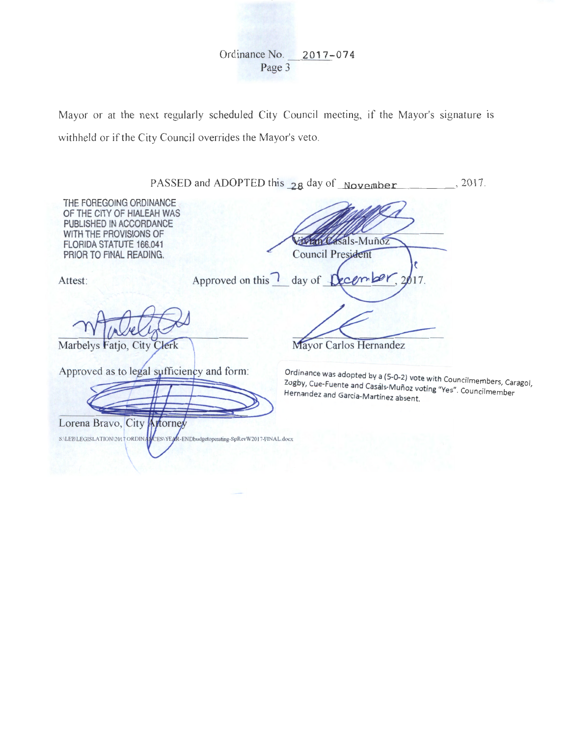Mayor or at the next regularly scheduled City Council meeting, if the Mayor's signature is withheld or if the City Council overrides the Mayor's veto.

PASSED and ADOPTED this 28 day of November, 2017.

THE FOREGOING ORDINANCE OF THE CITY OF HIALEAH WAS PUBLISHED IN ACCORDANCE WITH THE PROVISIONS OF FLORIDA STATUTE 166.041 PRIOR TO FINAL READING.

Vivian Casals-Muñoz
Council President

Attest:

Approved on this 7 day of December, 2017.

Marbelys Fatjo, City Clerk

Mayor Carlos Hernandez

Approved as to legal sufficiency and form:

Lorena Bravo, City Attorney

Ordinance was adopted by a (5-0-2) vote with Councilmembers, Caragol, Zogby, Cue-Fuente and Casáls-Muñoz voting "Yes". Councilmember Hernandez and Garcia-Martinez absent.

S:\LEB\LEGISLATION\2017 ORDINANCES\YEAR-ENDbudgetoperating-SpRevW2017-FINAL.docx